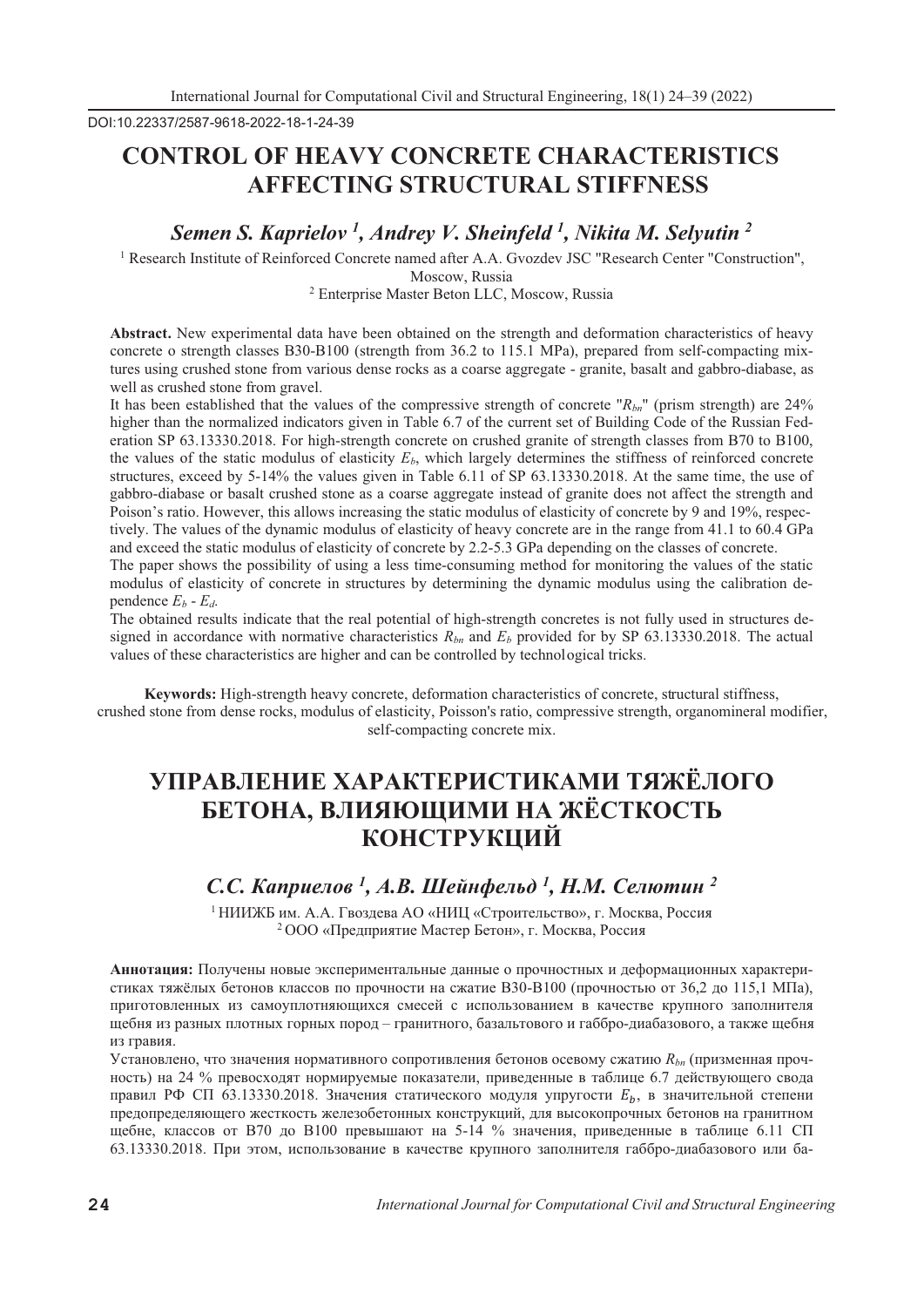DOI:10.22337/2587-9618-2022-18-1-24-39

# CONTROL OF HEAVY CONCRETE CHARACTERISTICS AFFECTING STRUCTURAL STIFFNESS

***Semen S. Kaprielov [1], Andrey V. Sheinfeld [1], Nikita M. Selyutin [2]***

[1] Research Institute of Reinforced Concrete named after A.A. Gvozdev JSC "Research Center "Construction", Moscow, Russia
[2] Enterprise Master Beton LLC, Moscow, Russia

**Abstract.** New experimental data have been obtained on the strength and deformation characteristics of heavy concrete o strength classes B30-B100 (strength from 36.2 to 115.1 MPa), prepared from self-compacting mixtures using crushed stone from various dense rocks as a coarse aggregate - granite, basalt and gabbro-diabase, as well as crushed stone from gravel.

It has been established that the values of the compressive strength of concrete "$R_{bn}$" (prism strength) are 24% higher than the normalized indicators given in Table 6.7 of the current set of Building Code of the Russian Federation SP 63.13330.2018. For high-strength concrete on crushed granite of strength classes from B70 to B100, the values of the static modulus of elasticity $E_b$, which largely determines the stiffness of reinforced concrete structures, exceed by 5-14% the values given in Table 6.11 of SP 63.13330.2018. At the same time, the use of gabbro-diabase or basalt crushed stone as a coarse aggregate instead of granite does not affect the strength and Poison's ratio. However, this allows increasing the static modulus of elasticity of concrete by 9 and 19%, respectively. The values of the dynamic modulus of elasticity of heavy concrete are in the range from 41.1 to 60.4 GPa and exceed the static modulus of elasticity of concrete by 2.2-5.3 GPa depending on the classes of concrete.

The paper shows the possibility of using a less time-consuming method for monitoring the values of the static modulus of elasticity of concrete in structures by determining the dynamic modulus using the calibration dependence $E_b$ - $E_d$.

The obtained results indicate that the real potential of high-strength concretes is not fully used in structures designed in accordance with normative characteristics $R_{bn}$ and $E_b$ provided for by SP 63.13330.2018. The actual values of these characteristics are higher and can be controlled by technological tricks.

**Keywords:** High-strength heavy concrete, deformation characteristics of concrete, structural stiffness, crushed stone from dense rocks, modulus of elasticity, Poisson's ratio, compressive strength, organomineral modifier, self-compacting concrete mix.

# УПРАВЛЕНИЕ ХАРАКТЕРИСТИКАМИ ТЯЖЁЛОГО БЕТОНА, ВЛИЯЮЩИМИ НА ЖЁСТКОСТЬ КОНСТРУКЦИЙ

***С.С. Каприелов [1], А.В. Шейнфельд [1], Н.М. Селютин [2]***

[1] НИИЖБ им. А.А. Гвоздева АО «НИЦ «Строительство», г. Москва, Россия
[2] ООО «Предприятие Мастер Бетон», г. Москва, Россия

**Аннотация:** Получены новые экспериментальные данные о прочностных и деформационных характеристиках тяжёлых бетонов классов по прочности на сжатие В30-В100 (прочностью от 36,2 до 115,1 МПа), приготовленных из самоуплотняющихся смесей с использованием в качестве крупного заполнителя щебня из разных плотных горных пород – гранитного, базальтового и габбро-диабазового, а также щебня из гравия.

Установлено, что значения нормативного сопротивления бетонов осевому сжатию $R_{bn}$ (призменная прочность) на 24 % превосходят нормируемые показатели, приведенные в таблице 6.7 действующего свода правил РФ СП 63.13330.2018. Значения статического модуля упругости $E_b$, в значительной степени предопределяющего жесткость железобетонных конструкций, для высокопрочных бетонов на гранитном щебне, классов от В70 до В100 превышают на 5-14 % значения, приведенные в таблице 6.11 СП 63.13330.2018. При этом, использование в качестве крупного заполнителя габбро-диабазового или ба-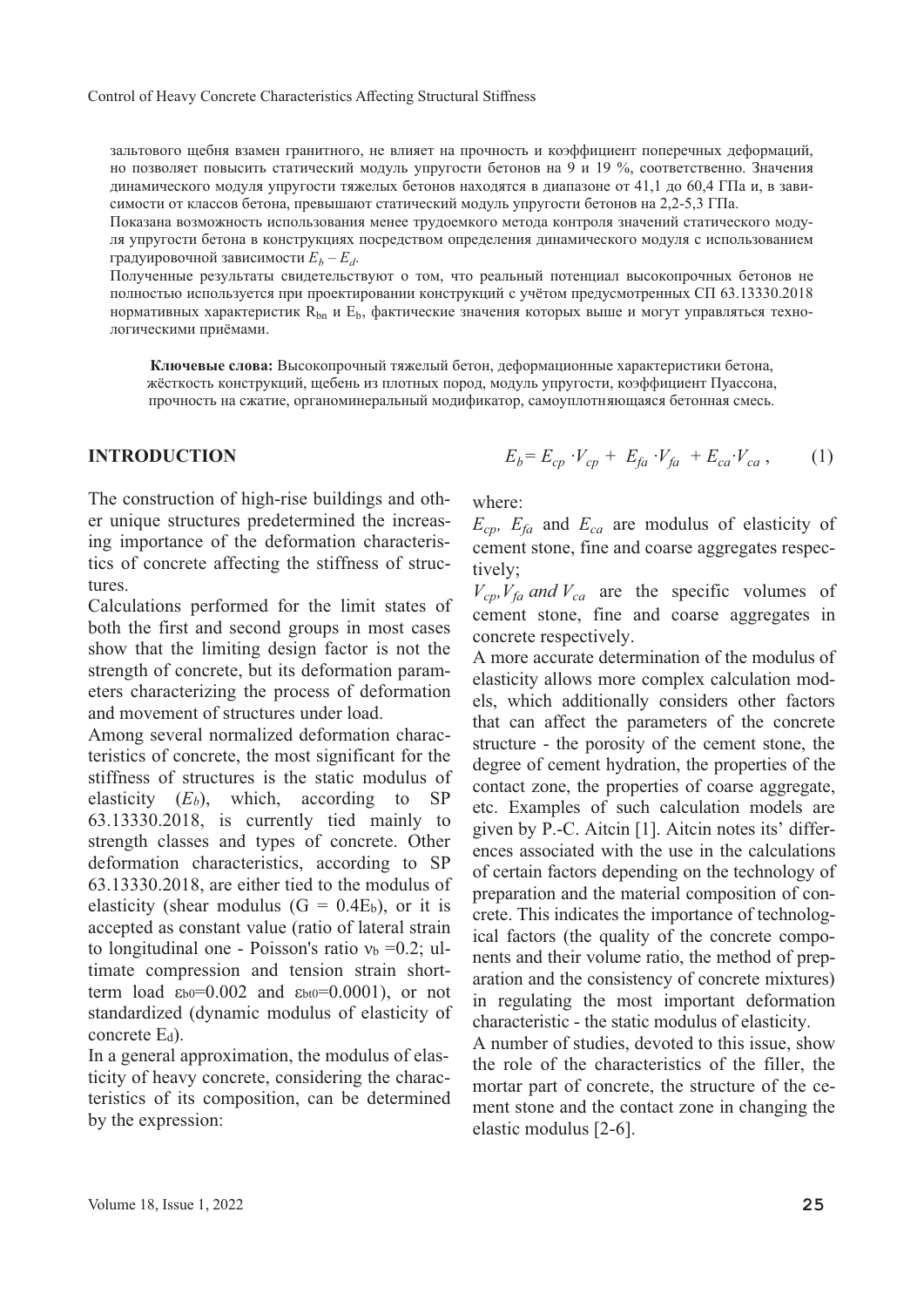зальтового щебня взамен гранитного, не влияет на прочность и коэффициент поперечных деформаций, но позволяет повысить статический модуль упругости бетонов на 9 и 19 %, соответственно. Значения динамического модуля упругости тяжелых бетонов находятся в диапазоне от 41,1 до 60,4 ГПа и, в зависимости от классов бетона, превышают статический модуль упругости бетонов на 2,2-5,3 ГПа.

Показана возможность использования менее трудоемкого метода контроля значений статического модуля упругости бетона в конструкциях посредством определения динамического модуля с использованием градуировочной зависимости $E_b – E_d$.

Полученные результаты свидетельствуют о том, что реальный потенциал высокопрочных бетонов не полностью используется при проектировании конструкций с учётом предусмотренных СП 63.13330.2018 нормативных характеристик $R_{bn}$ и $E_b$, фактические значения которых выше и могут управляться технологическими приёмами.

**Ключевые слова:** Высокопрочный тяжелый бетон, деформационные характеристики бетона, жёсткость конструкций, щебень из плотных пород, модуль упругости, коэффициент Пуассона, прочность на сжатие, органоминеральный модификатор, самоуплотняющаяся бетонная смесь.

## INTRODUCTION

The construction of high-rise buildings and other unique structures predetermined the increasing importance of the deformation characteristics of concrete affecting the stiffness of structures.

Calculations performed for the limit states of both the first and second groups in most cases show that the limiting design factor is not the strength of concrete, but its deformation parameters characterizing the process of deformation and movement of structures under load.

Among several normalized deformation characteristics of concrete, the most significant for the stiffness of structures is the static modulus of elasticity ($E_b$), which, according to SP 63.13330.2018, is currently tied mainly to strength classes and types of concrete. Other deformation characteristics, according to SP 63.13330.2018, are either tied to the modulus of elasticity (shear modulus ($G = 0.4E_b$), or it is accepted as constant value (ratio of lateral strain to longitudinal one - Poisson's ratio $\nu_b = 0.2$; ultimate compression and tension strain short-term load $\varepsilon_{b0}=0.002$ and $\varepsilon_{bt0}=0.0001$), or not standardized (dynamic modulus of elasticity of concrete $E_d$).

In a general approximation, the modulus of elasticity of heavy concrete, considering the characteristics of its composition, can be determined by the expression:

$$E_b = E_{cp} \cdot V_{cp} + E_{fa} \cdot V_{fa} + E_{ca} \cdot V_{ca}, \qquad (1)$$

where:

$E_{cp}$, $E_{fa}$ and $E_{ca}$ are modulus of elasticity of cement stone, fine and coarse aggregates respectively;

$V_{cp}$, $V_{fa}$ *and* $V_{ca}$ are the specific volumes of cement stone, fine and coarse aggregates in concrete respectively.

A more accurate determination of the modulus of elasticity allows more complex calculation models, which additionally considers other factors that can affect the parameters of the concrete structure - the porosity of the cement stone, the degree of cement hydration, the properties of the contact zone, the properties of coarse aggregate, etc. Examples of such calculation models are given by P.-C. Aitcin [1]. Aitcin notes its' differences associated with the use in the calculations of certain factors depending on the technology of preparation and the material composition of concrete. This indicates the importance of technological factors (the quality of the concrete components and their volume ratio, the method of preparation and the consistency of concrete mixtures) in regulating the most important deformation characteristic - the static modulus of elasticity.

A number of studies, devoted to this issue, show the role of the characteristics of the filler, the mortar part of concrete, the structure of the cement stone and the contact zone in changing the elastic modulus [2-6].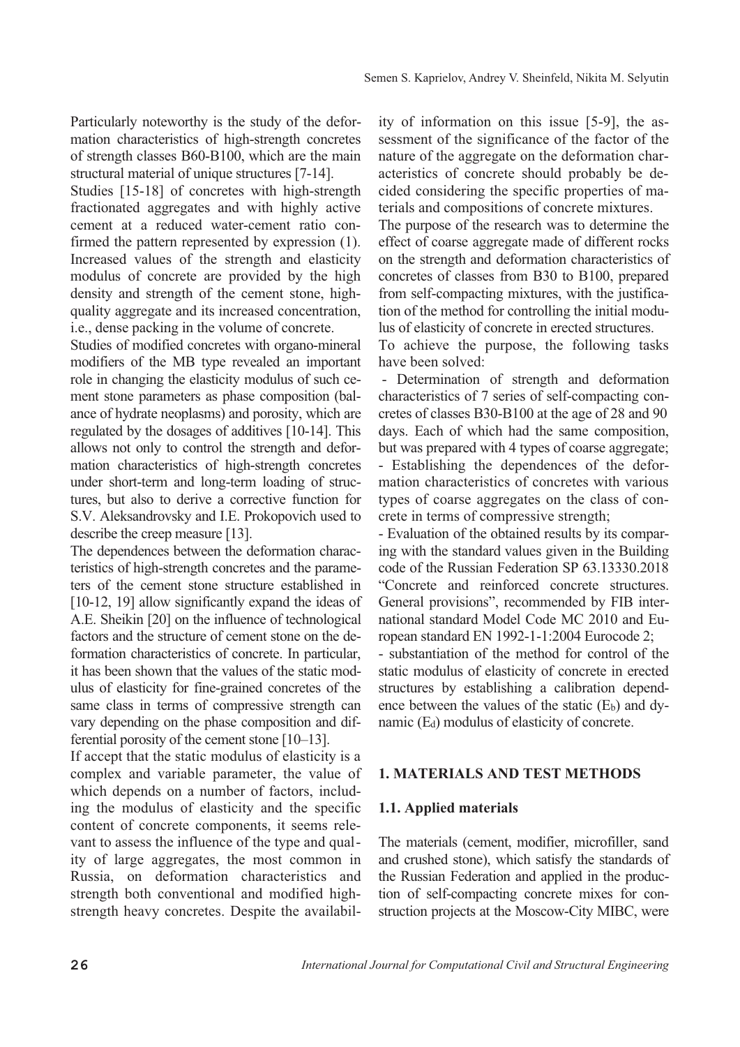Particularly noteworthy is the study of the deformation characteristics of high-strength concretes of strength classes B60-B100, which are the main structural material of unique structures [7-14].

Studies [15-18] of concretes with high-strength fractionated aggregates and with highly active cement at a reduced water-cement ratio confirmed the pattern represented by expression (1). Increased values of the strength and elasticity modulus of concrete are provided by the high density and strength of the cement stone, high-quality aggregate and its increased concentration, i.e., dense packing in the volume of concrete.

Studies of modified concretes with organo-mineral modifiers of the MB type revealed an important role in changing the elasticity modulus of such cement stone parameters as phase composition (balance of hydrate neoplasms) and porosity, which are regulated by the dosages of additives [10-14]. This allows not only to control the strength and deformation characteristics of high-strength concretes under short-term and long-term loading of structures, but also to derive a corrective function for S.V. Aleksandrovsky and I.E. Prokopovich used to describe the creep measure [13].

The dependences between the deformation characteristics of high-strength concretes and the parameters of the cement stone structure established in [10-12, 19] allow significantly expand the ideas of A.E. Sheikin [20] on the influence of technological factors and the structure of cement stone on the deformation characteristics of concrete. In particular, it has been shown that the values of the static modulus of elasticity for fine-grained concretes of the same class in terms of compressive strength can vary depending on the phase composition and differential porosity of the cement stone [10–13].

If accept that the static modulus of elasticity is a complex and variable parameter, the value of which depends on a number of factors, including the modulus of elasticity and the specific content of concrete components, it seems relevant to assess the influence of the type and quality of large aggregates, the most common in Russia, on deformation characteristics and strength both conventional and modified high-strength heavy concretes. Despite the availability of information on this issue [5-9], the assessment of the significance of the factor of the nature of the aggregate on the deformation characteristics of concrete should probably be decided considering the specific properties of materials and compositions of concrete mixtures.

The purpose of the research was to determine the effect of coarse aggregate made of different rocks on the strength and deformation characteristics of concretes of classes from B30 to B100, prepared from self-compacting mixtures, with the justification of the method for controlling the initial modulus of elasticity of concrete in erected structures.

To achieve the purpose, the following tasks have been solved:

- Determination of strength and deformation characteristics of 7 series of self-compacting concretes of classes B30-B100 at the age of 28 and 90 days. Each of which had the same composition, but was prepared with 4 types of coarse aggregate;
- Establishing the dependences of the deformation characteristics of concretes with various types of coarse aggregates on the class of concrete in terms of compressive strength;
- Evaluation of the obtained results by its comparing with the standard values given in the Building code of the Russian Federation SP 63.13330.2018 "Concrete and reinforced concrete structures. General provisions", recommended by FIB international standard Model Code MC 2010 and European standard EN 1992-1-1:2004 Eurocode 2;
- substantiation of the method for control of the static modulus of elasticity of concrete in erected structures by establishing a calibration dependence between the values of the static ($E_b$) and dynamic ($E_d$) modulus of elasticity of concrete.

## 1. MATERIALS AND TEST METHODS

### 1.1. Applied materials

The materials (cement, modifier, microfiller, sand and crushed stone), which satisfy the standards of the Russian Federation and applied in the production of self-compacting concrete mixes for construction projects at the Moscow-City MIBC, were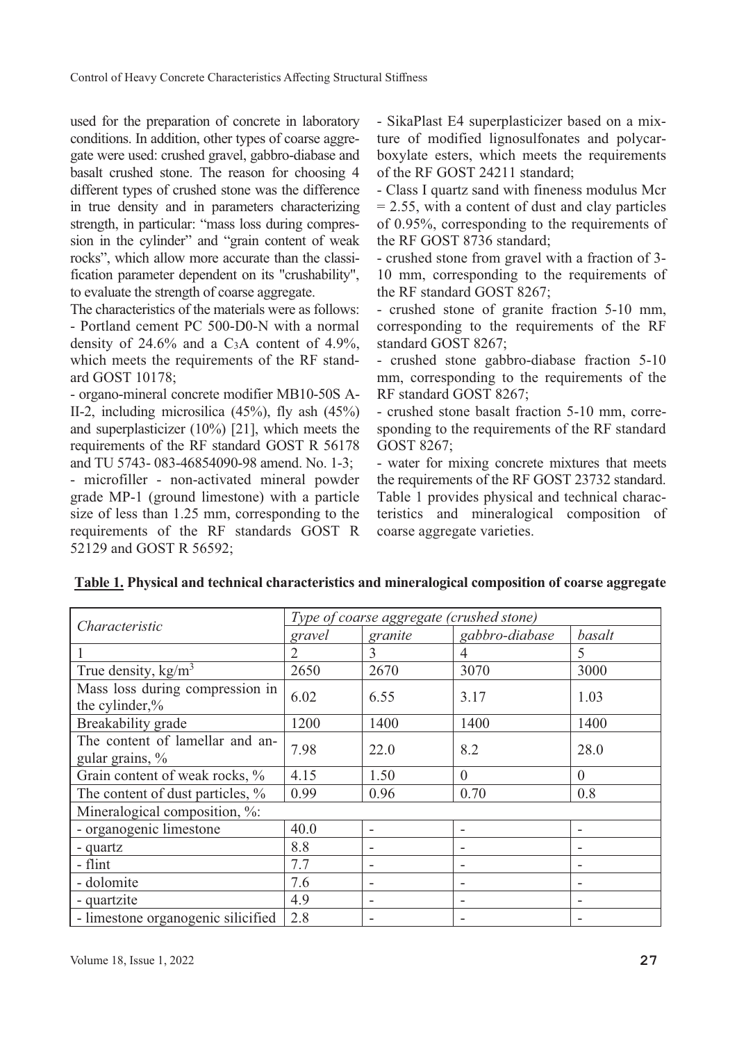used for the preparation of concrete in laboratory conditions. In addition, other types of coarse aggregate were used: crushed gravel, gabbro-diabase and basalt crushed stone. The reason for choosing 4 different types of crushed stone was the difference in true density and in parameters characterizing strength, in particular: "mass loss during compression in the cylinder" and "grain content of weak rocks", which allow more accurate than the classification parameter dependent on its "crushability", to evaluate the strength of coarse aggregate.

The characteristics of the materials were as follows:

- Portland cement PC 500-D0-N with a normal density of 24.6% and a $C_3A$ content of 4.9%, which meets the requirements of the RF standard GOST 10178;
- organo-mineral concrete modifier MB10-50S A-II-2, including microsilica (45%), fly ash (45%) and superplasticizer (10%) [21], which meets the requirements of the RF standard GOST R 56178 and TU 5743- 083-46854090-98 amend. No. 1-3;
- microfiller - non-activated mineral powder grade MP-1 (ground limestone) with a particle size of less than 1.25 mm, corresponding to the requirements of the RF standards GOST R 52129 and GOST R 56592;
- SikaPlast E4 superplasticizer based on a mixture of modified lignosulfonates and polycarboxylate esters, which meets the requirements of the RF GOST 24211 standard;
- Class I quartz sand with fineness modulus Mcr = 2.55, with a content of dust and clay particles of 0.95%, corresponding to the requirements of the RF GOST 8736 standard;
- crushed stone from gravel with a fraction of 3-10 mm, corresponding to the requirements of the RF standard GOST 8267;
- crushed stone of granite fraction 5-10 mm, corresponding to the requirements of the RF standard GOST 8267;
- crushed stone gabbro-diabase fraction 5-10 mm, corresponding to the requirements of the RF standard GOST 8267;
- crushed stone basalt fraction 5-10 mm, corresponding to the requirements of the RF standard GOST 8267;
- water for mixing concrete mixtures that meets the requirements of the RF GOST 23732 standard.

Table 1 provides physical and technical characteristics and mineralogical composition of coarse aggregate varieties.

**Table 1. Physical and technical characteristics and mineralogical composition of coarse aggregate**

| *Characteristic* | *Type of coarse aggregate (crushed stone)* | | | |
|---|---|---|---|---|
| | *gravel* | *granite* | *gabbro-diabase* | *basalt* |
| 1 | 2 | 3 | 4 | 5 |
| True density, kg/m$^3$ | 2650 | 2670 | 3070 | 3000 |
| Mass loss during compression in the cylinder,% | 6.02 | 6.55 | 3.17 | 1.03 |
| Breakability grade | 1200 | 1400 | 1400 | 1400 |
| The content of lamellar and angular grains, % | 7.98 | 22.0 | 8.2 | 28.0 |
| Grain content of weak rocks, % | 4.15 | 1.50 | 0 | 0 |
| The content of dust particles, % | 0.99 | 0.96 | 0.70 | 0.8 |
| Mineralogical composition, %: | | | | |
| - organogenic limestone | 40.0 | - | - | - |
| - quartz | 8.8 | - | - | - |
| - flint | 7.7 | - | - | - |
| - dolomite | 7.6 | - | - | - |
| - quartzite | 4.9 | - | - | - |
| - limestone organogenic silicified | 2.8 | - | - | - |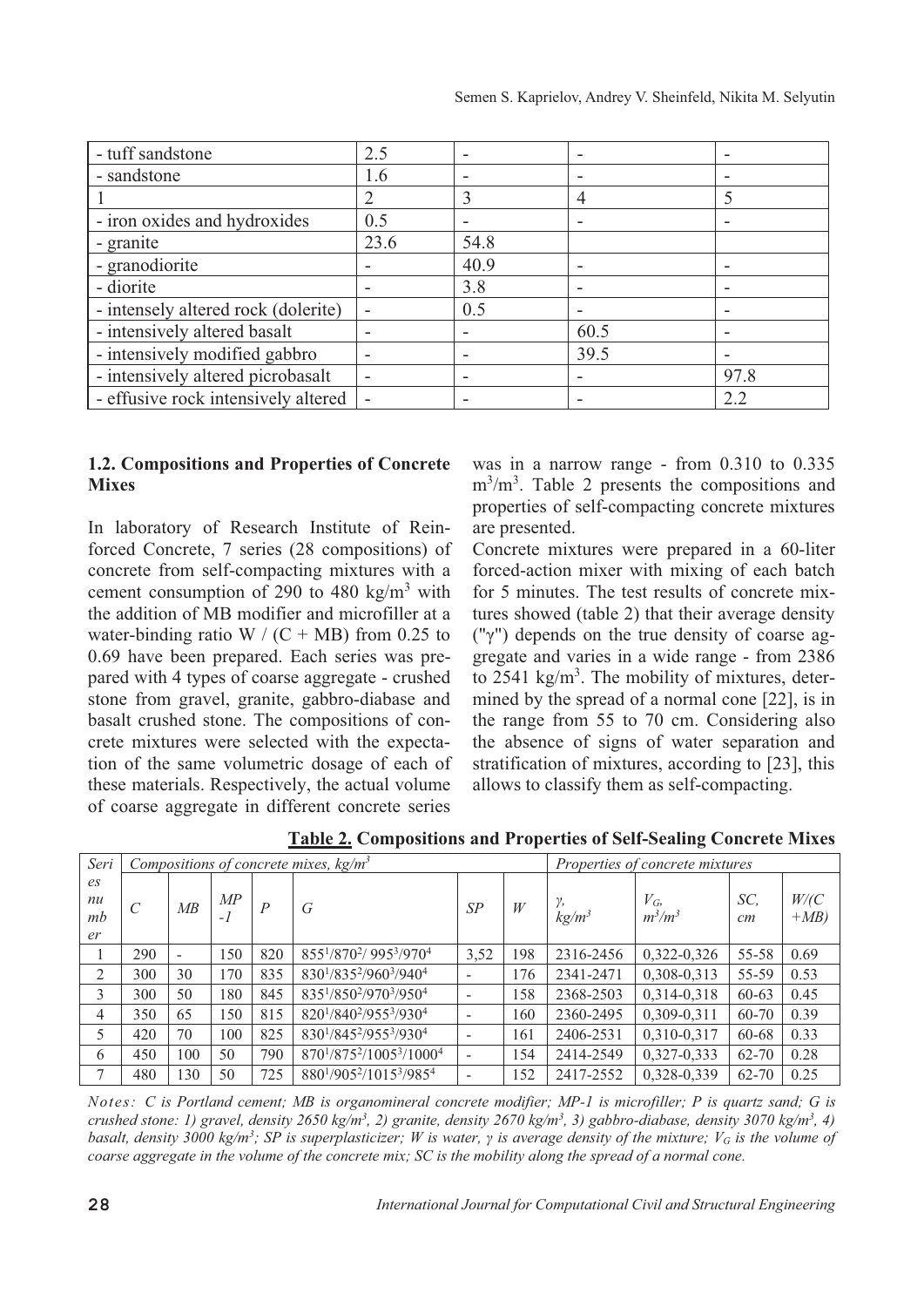| | | | | |
|---|---|---|---|---|
| - tuff sandstone | 2.5 | - | - | - |
| - sandstone | 1.6 | - | - | - |
| 1 | 2 | 3 | 4 | 5 |
| - iron oxides and hydroxides | 0.5 | - | - | - |
| - granite | 23.6 | 54.8 | | |
| - granodiorite | - | 40.9 | - | - |
| - diorite | - | 3.8 | - | - |
| - intensely altered rock (dolerite) | - | 0.5 | - | - |
| - intensively altered basalt | - | - | 60.5 | - |
| - intensively modified gabbro | - | - | 39.5 | - |
| - intensively altered picrobasalt | - | - | - | 97.8 |
| - effusive rock intensively altered | - | - | - | 2.2 |

### 1.2. Compositions and Properties of Concrete Mixes

In laboratory of Research Institute of Reinforced Concrete, 7 series (28 compositions) of concrete from self-compacting mixtures with a cement consumption of 290 to 480 kg/m$^3$ with the addition of MB modifier and microfiller at a water-binding ratio W / (C + MB) from 0.25 to 0.69 have been prepared. Each series was prepared with 4 types of coarse aggregate - crushed stone from gravel, granite, gabbro-diabase and basalt crushed stone. The compositions of concrete mixtures were selected with the expectation of the same volumetric dosage of each of these materials. Respectively, the actual volume of coarse aggregate in different concrete series was in a narrow range - from 0.310 to 0.335 m$^3$/m$^3$. Table 2 presents the compositions and properties of self-compacting concrete mixtures are presented.

Concrete mixtures were prepared in a 60-liter forced-action mixer with mixing of each batch for 5 minutes. The test results of concrete mixtures showed (table 2) that their average density ("γ") depends on the true density of coarse aggregate and varies in a wide range - from 2386 to 2541 kg/m$^3$. The mobility of mixtures, determined by the spread of a normal cone [22], is in the range from 55 to 70 cm. Considering also the absence of signs of water separation and stratification of mixtures, according to [23], this allows to classify them as self-compacting.

**Table 2. Compositions and Properties of Self-Sealing Concrete Mixes**

| *Series number* | *Compositions of concrete mixes, kg/m$^3$* | | | | | | | *Properties of concrete mixtures* | | | |
|---|---|---|---|---|---|---|---|---|---|---|---|
| | *C* | *MB* | *MP-1* | *P* | *G* | *SP* | *W* | *γ, kg/m$^3$* | *$V_G$, m$^3$/m$^3$* | *SC, cm* | *W/(C+MB)* |
| 1 | 290 | - | 150 | 820 | 855$^1$/870$^2$/ 995$^3$/970$^4$ | 3,52 | 198 | 2316-2456 | 0,322-0,326 | 55-58 | 0.69 |
| 2 | 300 | 30 | 170 | 835 | 830$^1$/835$^2$/960$^3$/940$^4$ | - | 176 | 2341-2471 | 0,308-0,313 | 55-59 | 0.53 |
| 3 | 300 | 50 | 180 | 845 | 835$^1$/850$^2$/970$^3$/950$^4$ | - | 158 | 2368-2503 | 0,314-0,318 | 60-63 | 0.45 |
| 4 | 350 | 65 | 150 | 815 | 820$^1$/840$^2$/955$^3$/930$^4$ | - | 160 | 2360-2495 | 0,309-0,311 | 60-70 | 0.39 |
| 5 | 420 | 70 | 100 | 825 | 830$^1$/845$^2$/955$^3$/930$^4$ | - | 161 | 2406-2531 | 0,310-0,317 | 60-68 | 0.33 |
| 6 | 450 | 100 | 50 | 790 | 870$^1$/875$^2$/1005$^3$/1000$^4$ | - | 154 | 2414-2549 | 0,327-0,333 | 62-70 | 0.28 |
| 7 | 480 | 130 | 50 | 725 | 880$^1$/905$^2$/1015$^3$/985$^4$ | - | 152 | 2417-2552 | 0,328-0,339 | 62-70 | 0.25 |

*Notes: C is Portland cement; MB is organomineral concrete modifier; MP-1 is microfiller; P is quartz sand; G is crushed stone: 1) gravel, density 2650 kg/m$^3$, 2) granite, density 2670 kg/m$^3$, 3) gabbro-diabase, density 3070 kg/m$^3$, 4) basalt, density 3000 kg/m$^3$; SP is superplasticizer; W is water, γ is average density of the mixture; $V_G$ is the volume of coarse aggregate in the volume of the concrete mix; SC is the mobility along the spread of a normal cone.*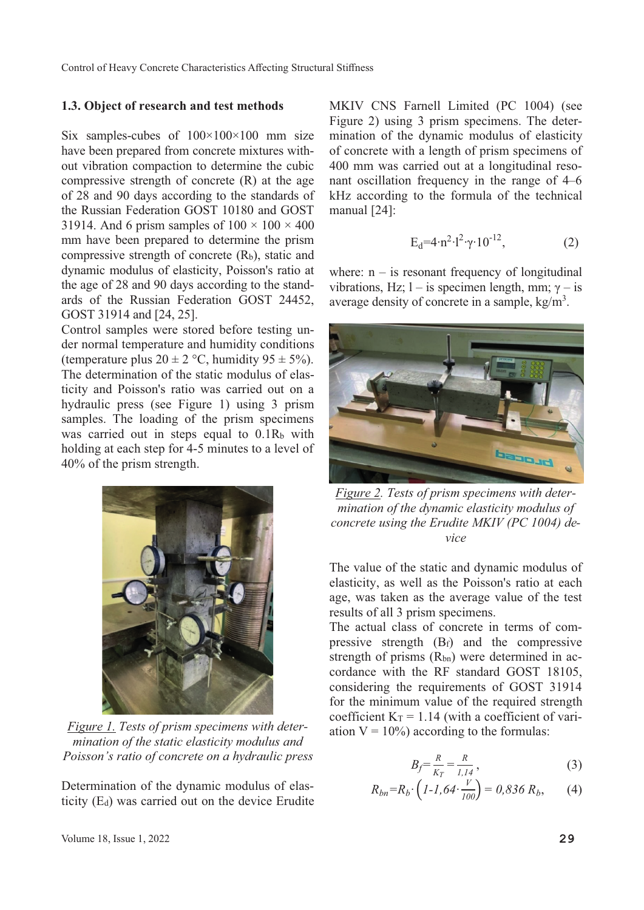### 1.3. Object of research and test methods

Six samples-cubes of 100×100×100 mm size have been prepared from concrete mixtures without vibration compaction to determine the cubic compressive strength of concrete (R) at the age of 28 and 90 days according to the standards of the Russian Federation GOST 10180 and GOST 31914. And 6 prism samples of 100 × 100 × 400 mm have been prepared to determine the prism compressive strength of concrete ($R_b$), static and dynamic modulus of elasticity, Poisson's ratio at the age of 28 and 90 days according to the standards of the Russian Federation GOST 24452, GOST 31914 and [24, 25].

Control samples were stored before testing under normal temperature and humidity conditions (temperature plus 20 ± 2 °C, humidity 95 ± 5%). The determination of the static modulus of elasticity and Poisson's ratio was carried out on a hydraulic press (see Figure 1) using 3 prism samples. The loading of the prism specimens was carried out in steps equal to $0.1R_b$ with holding at each step for 4-5 minutes to a level of 40% of the prism strength.

*Figure 1. Tests of prism specimens with determination of the static elasticity modulus and Poisson's ratio of concrete on a hydraulic press*

Determination of the dynamic modulus of elasticity ($E_d$) was carried out on the device Erudite MKIV CNS Farnell Limited (PC 1004) (see Figure 2) using 3 prism specimens. The determination of the dynamic modulus of elasticity of concrete with a length of prism specimens of 400 mm was carried out at a longitudinal resonant oscillation frequency in the range of 4–6 kHz according to the formula of the technical manual [24]:

$$E_d=4\cdot n^2\cdot l^2\cdot \gamma\cdot 10^{-12}, \tag{2}$$

where: n – is resonant frequency of longitudinal vibrations, Hz; l – is specimen length, mm; γ – is average density of concrete in a sample, kg/m$^3$.

*Figure 2. Tests of prism specimens with determination of the dynamic elasticity modulus of concrete using the Erudite MKIV (PC 1004) device*

The value of the static and dynamic modulus of elasticity, as well as the Poisson's ratio at each age, was taken as the average value of the test results of all 3 prism specimens.

The actual class of concrete in terms of compressive strength ($B_f$) and the compressive strength of prisms ($R_{bn}$) were determined in accordance with the RF standard GOST 18105, considering the requirements of GOST 31914 for the minimum value of the required strength coefficient $K_T$ = 1.14 (with a coefficient of variation V = 10%) according to the formulas:

$$B_f=\frac{R}{K_T}=\frac{R}{1,14}, \tag{3}$$

$$R_{bn}=R_b\cdot\left(1\text{-}1,64\cdot\frac{V}{100}\right)=0,836\ R_b, \tag{4}$$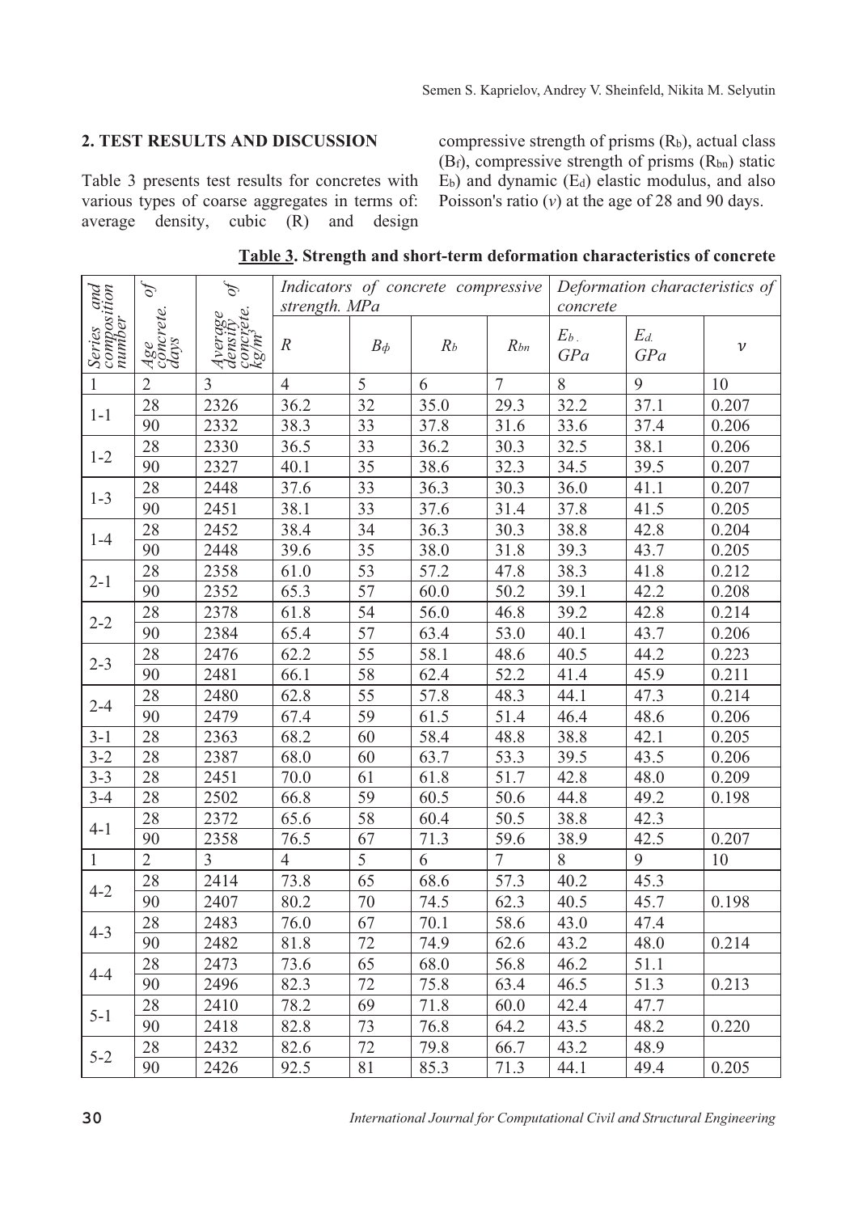## 2. TEST RESULTS AND DISCUSSION

Table 3 presents test results for concretes with various types of coarse aggregates in terms of: average density, cubic (R) and design compressive strength of prisms ($R_b$), actual class ($B_f$), compressive strength of prisms ($R_{bn}$) static $E_b$) and dynamic ($E_d$) elastic modulus, and also Poisson's ratio ($\nu$) at the age of 28 and 90 days.

**Table 3. Strength and short-term deformation characteristics of concrete**

| *Series and composition number* | *Age of concrete. days* | *Average density of concrete. kg/m³* | *Indicators of concrete compressive strength. MPa* | | | | *Deformation characteristics of concrete* | | |
|---|---|---|---|---|---|---|---|---|---|
| | | | $R$ | $B_ф$ | $R_b$ | $R_{bn}$ | $E_b$, GPa | $E_d$, GPa | $\nu$ |
| 1 | 2 | 3 | 4 | 5 | 6 | 7 | 8 | 9 | 10 |
| 1-1 | 28 | 2326 | 36.2 | 32 | 35.0 | 29.3 | 32.2 | 37.1 | 0.207 |
| | 90 | 2332 | 38.3 | 33 | 37.8 | 31.6 | 33.6 | 37.4 | 0.206 |
| 1-2 | 28 | 2330 | 36.5 | 33 | 36.2 | 30.3 | 32.5 | 38.1 | 0.206 |
| | 90 | 2327 | 40.1 | 35 | 38.6 | 32.3 | 34.5 | 39.5 | 0.207 |
| 1-3 | 28 | 2448 | 37.6 | 33 | 36.3 | 30.3 | 36.0 | 41.1 | 0.207 |
| | 90 | 2451 | 38.1 | 33 | 37.6 | 31.4 | 37.8 | 41.5 | 0.205 |
| 1-4 | 28 | 2452 | 38.4 | 34 | 36.3 | 30.3 | 38.8 | 42.8 | 0.204 |
| | 90 | 2448 | 39.6 | 35 | 38.0 | 31.8 | 39.3 | 43.7 | 0.205 |
| 2-1 | 28 | 2358 | 61.0 | 53 | 57.2 | 47.8 | 38.3 | 41.8 | 0.212 |
| | 90 | 2352 | 65.3 | 57 | 60.0 | 50.2 | 39.1 | 42.2 | 0.208 |
| 2-2 | 28 | 2378 | 61.8 | 54 | 56.0 | 46.8 | 39.2 | 42.8 | 0.214 |
| | 90 | 2384 | 65.4 | 57 | 63.4 | 53.0 | 40.1 | 43.7 | 0.206 |
| 2-3 | 28 | 2476 | 62.2 | 55 | 58.1 | 48.6 | 40.5 | 44.2 | 0.223 |
| | 90 | 2481 | 66.1 | 58 | 62.4 | 52.2 | 41.4 | 45.9 | 0.211 |
| 2-4 | 28 | 2480 | 62.8 | 55 | 57.8 | 48.3 | 44.1 | 47.3 | 0.214 |
| | 90 | 2479 | 67.4 | 59 | 61.5 | 51.4 | 46.4 | 48.6 | 0.206 |
| 3-1 | 28 | 2363 | 68.2 | 60 | 58.4 | 48.8 | 38.8 | 42.1 | 0.205 |
| 3-2 | 28 | 2387 | 68.0 | 60 | 63.7 | 53.3 | 39.5 | 43.5 | 0.206 |
| 3-3 | 28 | 2451 | 70.0 | 61 | 61.8 | 51.7 | 42.8 | 48.0 | 0.209 |
| 3-4 | 28 | 2502 | 66.8 | 59 | 60.5 | 50.6 | 44.8 | 49.2 | 0.198 |
| 4-1 | 28 | 2372 | 65.6 | 58 | 60.4 | 50.5 | 38.8 | 42.3 | |
| | 90 | 2358 | 76.5 | 67 | 71.3 | 59.6 | 38.9 | 42.5 | 0.207 |
| 1 | 2 | 3 | 4 | 5 | 6 | 7 | 8 | 9 | 10 |
| 4-2 | 28 | 2414 | 73.8 | 65 | 68.6 | 57.3 | 40.2 | 45.3 | |
| | 90 | 2407 | 80.2 | 70 | 74.5 | 62.3 | 40.5 | 45.7 | 0.198 |
| 4-3 | 28 | 2483 | 76.0 | 67 | 70.1 | 58.6 | 43.0 | 47.4 | |
| | 90 | 2482 | 81.8 | 72 | 74.9 | 62.6 | 43.2 | 48.0 | 0.214 |
| 4-4 | 28 | 2473 | 73.6 | 65 | 68.0 | 56.8 | 46.2 | 51.1 | |
| | 90 | 2496 | 82.3 | 72 | 75.8 | 63.4 | 46.5 | 51.3 | 0.213 |
| 5-1 | 28 | 2410 | 78.2 | 69 | 71.8 | 60.0 | 42.4 | 47.7 | |
| | 90 | 2418 | 82.8 | 73 | 76.8 | 64.2 | 43.5 | 48.2 | 0.220 |
| 5-2 | 28 | 2432 | 82.6 | 72 | 79.8 | 66.7 | 43.2 | 48.9 | |
| | 90 | 2426 | 92.5 | 81 | 85.3 | 71.3 | 44.1 | 49.4 | 0.205 |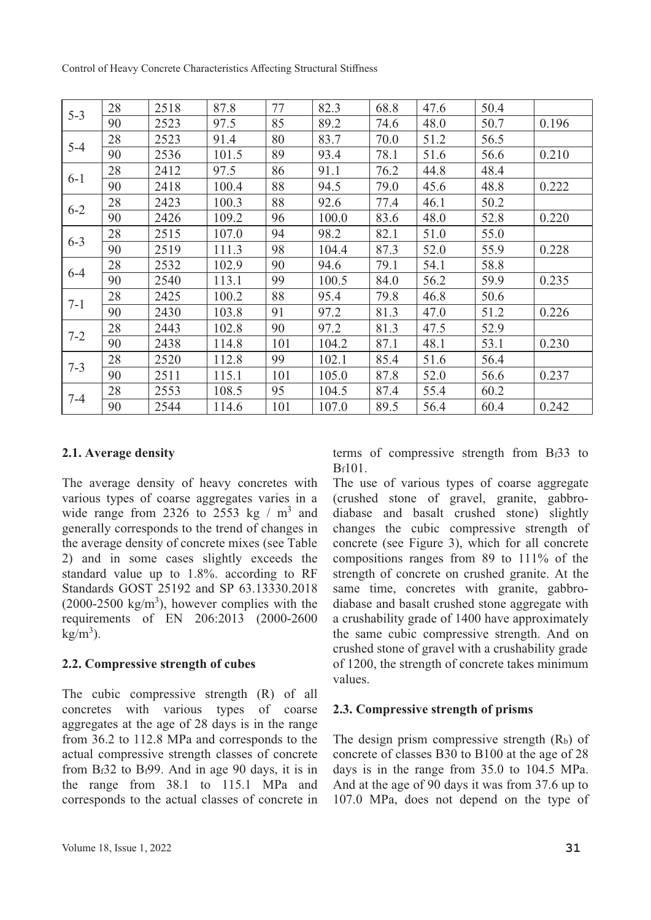| | | | | | | | | | |
|---|---|---|---|---|---|---|---|---|---|
| 5-3 | 28 | 2518 | 87.8 | 77 | 82.3 | 68.8 | 47.6 | 50.4 | |
| | 90 | 2523 | 97.5 | 85 | 89.2 | 74.6 | 48.0 | 50.7 | 0.196 |
| 5-4 | 28 | 2523 | 91.4 | 80 | 83.7 | 70.0 | 51.2 | 56.5 | |
| | 90 | 2536 | 101.5 | 89 | 93.4 | 78.1 | 51.6 | 56.6 | 0.210 |
| 6-1 | 28 | 2412 | 97.5 | 86 | 91.1 | 76.2 | 44.8 | 48.4 | |
| | 90 | 2418 | 100.4 | 88 | 94.5 | 79.0 | 45.6 | 48.8 | 0.222 |
| 6-2 | 28 | 2423 | 100.3 | 88 | 92.6 | 77.4 | 46.1 | 50.2 | |
| | 90 | 2426 | 109.2 | 96 | 100.0 | 83.6 | 48.0 | 52.8 | 0.220 |
| 6-3 | 28 | 2515 | 107.0 | 94 | 98.2 | 82.1 | 51.0 | 55.0 | |
| | 90 | 2519 | 111.3 | 98 | 104.4 | 87.3 | 52.0 | 55.9 | 0.228 |
| 6-4 | 28 | 2532 | 102.9 | 90 | 94.6 | 79.1 | 54.1 | 58.8 | |
| | 90 | 2540 | 113.1 | 99 | 100.5 | 84.0 | 56.2 | 59.9 | 0.235 |
| 7-1 | 28 | 2425 | 100.2 | 88 | 95.4 | 79.8 | 46.8 | 50.6 | |
| | 90 | 2430 | 103.8 | 91 | 97.2 | 81.3 | 47.0 | 51.2 | 0.226 |
| 7-2 | 28 | 2443 | 102.8 | 90 | 97.2 | 81.3 | 47.5 | 52.9 | |
| | 90 | 2438 | 114.8 | 101 | 104.2 | 87.1 | 48.1 | 53.1 | 0.230 |
| 7-3 | 28 | 2520 | 112.8 | 99 | 102.1 | 85.4 | 51.6 | 56.4 | |
| | 90 | 2511 | 115.1 | 101 | 105.0 | 87.8 | 52.0 | 56.6 | 0.237 |
| 7-4 | 28 | 2553 | 108.5 | 95 | 104.5 | 87.4 | 55.4 | 60.2 | |
| | 90 | 2544 | 114.6 | 101 | 107.0 | 89.5 | 56.4 | 60.4 | 0.242 |

### 2.1. Average density

The average density of heavy concretes with various types of coarse aggregates varies in a wide range from 2326 to 2553 kg / m$^3$ and generally corresponds to the trend of changes in the average density of concrete mixes (see Table 2) and in some cases slightly exceeds the standard value up to 1.8%. according to RF Standards GOST 25192 and SP 63.13330.2018 (2000-2500 kg/m$^3$), however complies with the requirements of EN 206:2013 (2000-2600 kg/m$^3$).

### 2.2. Compressive strength of cubes

The cubic compressive strength (R) of all concretes with various types of coarse aggregates at the age of 28 days is in the range from 36.2 to 112.8 MPa and corresponds to the actual compressive strength classes of concrete from $B_f32$ to $B_f99$. And in age 90 days, it is in the range from 38.1 to 115.1 MPa and corresponds to the actual classes of concrete in terms of compressive strength from $B_f33$ to $B_f101$.

The use of various types of coarse aggregate (crushed stone of gravel, granite, gabbro-diabase and basalt crushed stone) slightly changes the cubic compressive strength of concrete (see Figure 3), which for all concrete compositions ranges from 89 to 111% of the strength of concrete on crushed granite. At the same time, concretes with granite, gabbro-diabase and basalt crushed stone aggregate with a crushability grade of 1400 have approximately the same cubic compressive strength. And on crushed stone of gravel with a crushability grade of 1200, the strength of concrete takes minimum values.

### 2.3. Compressive strength of prisms

The design prism compressive strength ($R_b$) of concrete of classes B30 to B100 at the age of 28 days is in the range from 35.0 to 104.5 MPa. And at the age of 90 days it was from 37.6 up to 107.0 MPa, does not depend on the type of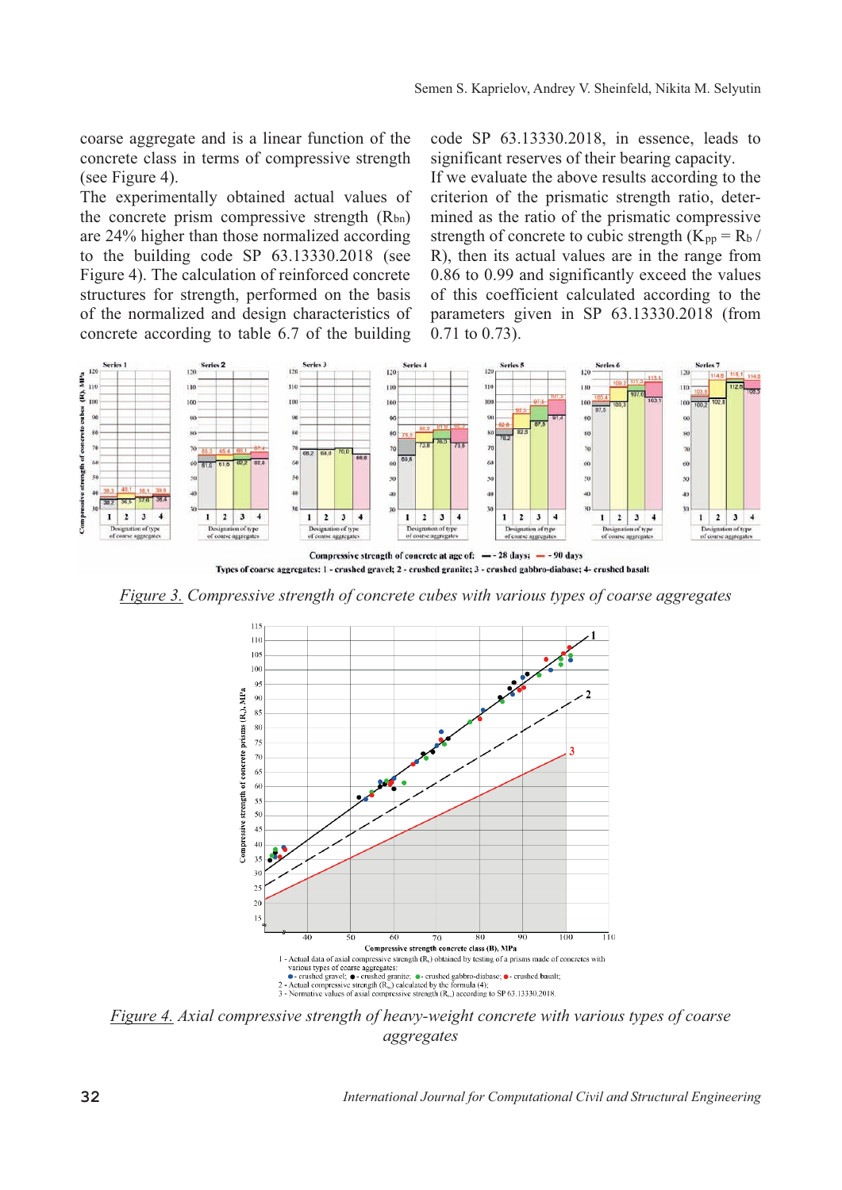coarse aggregate and is a linear function of the concrete class in terms of compressive strength (see Figure 4).

The experimentally obtained actual values of the concrete prism compressive strength ($R_{bn}$) are 24% higher than those normalized according to the building code SP 63.13330.2018 (see Figure 4). The calculation of reinforced concrete structures for strength, performed on the basis of the normalized and design characteristics of concrete according to table 6.7 of the building code SP 63.13330.2018, in essence, leads to significant reserves of their bearing capacity.

If we evaluate the above results according to the criterion of the prismatic strength ratio, determined as the ratio of the prismatic compressive strength of concrete to cubic strength ($K_{pp} = R_b / R$), then its actual values are in the range from 0.86 to 0.99 and significantly exceed the values of this coefficient calculated according to the parameters given in SP 63.13330.2018 (from 0.71 to 0.73).

Compressive strength of concrete cubes (R), MPa

Series 1 Series 2 Series 3 Series 4 Series 5 Series 6 Series 7

Designation of type of coarse aggregates

Compressive strength of concrete at age of: — - 28 days; — - 90 days

Types of coarse aggregates: 1 - crushed gravel; 2 - crushed granite; 3 - crushed gabbro-diabase; 4- crushed basalt

*Figure 3. Compressive strength of concrete cubes with various types of coarse aggregates*

Compressive strength of concrete prisms ($R_b$), MPa

Compressive strength concrete class (B), MPa

1 - Actual data of axial compressive strength ($R_b$) obtained by testing of a prisms made of concretes with various types of coarse aggregates:
● - crushed gravel; ● - crushed granite; ● - crushed gabbro-diabase; ● - crushed basalt;
2 - Actual compressive strength ($R_{bn}$) calculated by the formula (4);
3 - Normative values of axial compressive strength ($R_{bn}$) according to SP 63.13330.2018.

*Figure 4. Axial compressive strength of heavy-weight concrete with various types of coarse aggregates*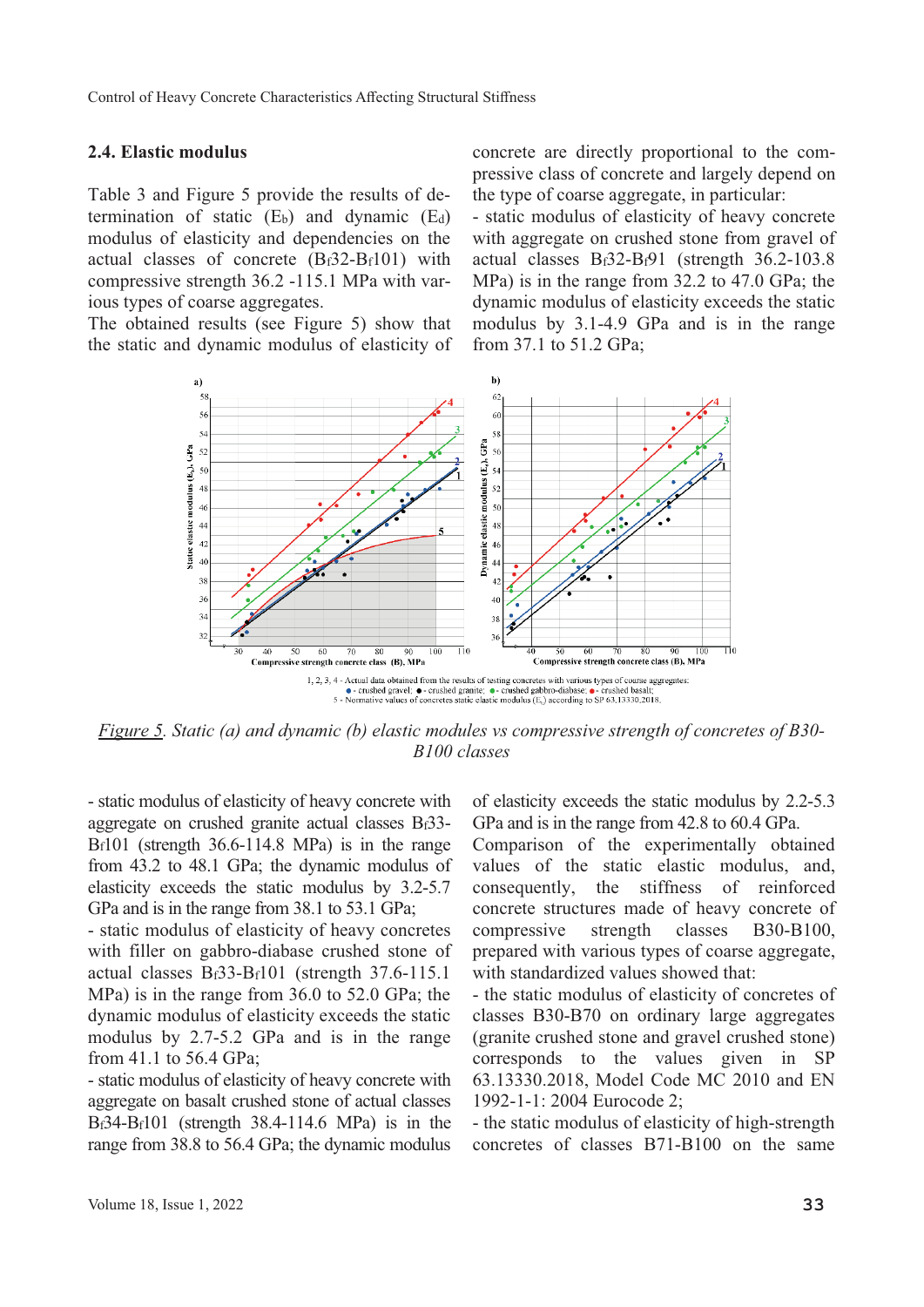## 2.4. Elastic modulus

Table 3 and Figure 5 provide the results of determination of static ($E_b$) and dynamic ($E_d$) modulus of elasticity and dependencies on the actual classes of concrete ($B_f$32-$B_f$101) with compressive strength 36.2 -115.1 MPa with various types of coarse aggregates.

The obtained results (see Figure 5) show that the static and dynamic modulus of elasticity of concrete are directly proportional to the compressive class of concrete and largely depend on the type of coarse aggregate, in particular:

- static modulus of elasticity of heavy concrete with aggregate on crushed stone from gravel of actual classes $B_f$32-$B_f$91 (strength 36.2-103.8 MPa) is in the range from 32.2 to 47.0 GPa; the dynamic modulus of elasticity exceeds the static modulus by 3.1-4.9 GPa and is in the range from 37.1 to 51.2 GPa;

a)

Static elastic modulus ($E_b$), GPa

Compressive strength concrete class (B), MPa

b)

Dynamic elastic modulus ($E_d$), GPa

Compressive strength concrete class (B), MPa

1, 2, 3, 4 - Actual data obtained from the results of testing concretes with various types of coarse aggregates:
● - crushed gravel; ● - crushed granite; ● - crushed gabbro-diabase; ● - crushed basalt;
5 - Normative values of concretes static elastic modulus ($E_b$) according to SP 63.13330.2018.

*Figure 5. Static (a) and dynamic (b) elastic modules vs compressive strength of concretes of B30-B100 classes*

- static modulus of elasticity of heavy concrete with aggregate on crushed granite actual classes $B_f$33-$B_f$101 (strength 36.6-114.8 MPa) is in the range from 43.2 to 48.1 GPa; the dynamic modulus of elasticity exceeds the static modulus by 3.2-5.7 GPa and is in the range from 38.1 to 53.1 GPa;
- static modulus of elasticity of heavy concretes with filler on gabbro-diabase crushed stone of actual classes $B_f$33-$B_f$101 (strength 37.6-115.1 MPa) is in the range from 36.0 to 52.0 GPa; the dynamic modulus of elasticity exceeds the static modulus by 2.7-5.2 GPa and is in the range from 41.1 to 56.4 GPa;
- static modulus of elasticity of heavy concrete with aggregate on basalt crushed stone of actual classes $B_f$34-$B_f$101 (strength 38.4-114.6 MPa) is in the range from 38.8 to 56.4 GPa; the dynamic modulus of elasticity exceeds the static modulus by 2.2-5.3 GPa and is in the range from 42.8 to 60.4 GPa.

Comparison of the experimentally obtained values of the static elastic modulus, and, consequently, the stiffness of reinforced concrete structures made of heavy concrete of compressive strength classes B30-B100, prepared with various types of coarse aggregate, with standardized values showed that:

- the static modulus of elasticity of concretes of classes B30-B70 on ordinary large aggregates (granite crushed stone and gravel crushed stone) corresponds to the values given in SP 63.13330.2018, Model Code MC 2010 and EN 1992-1-1: 2004 Eurocode 2;
- the static modulus of elasticity of high-strength concretes of classes B71-B100 on the same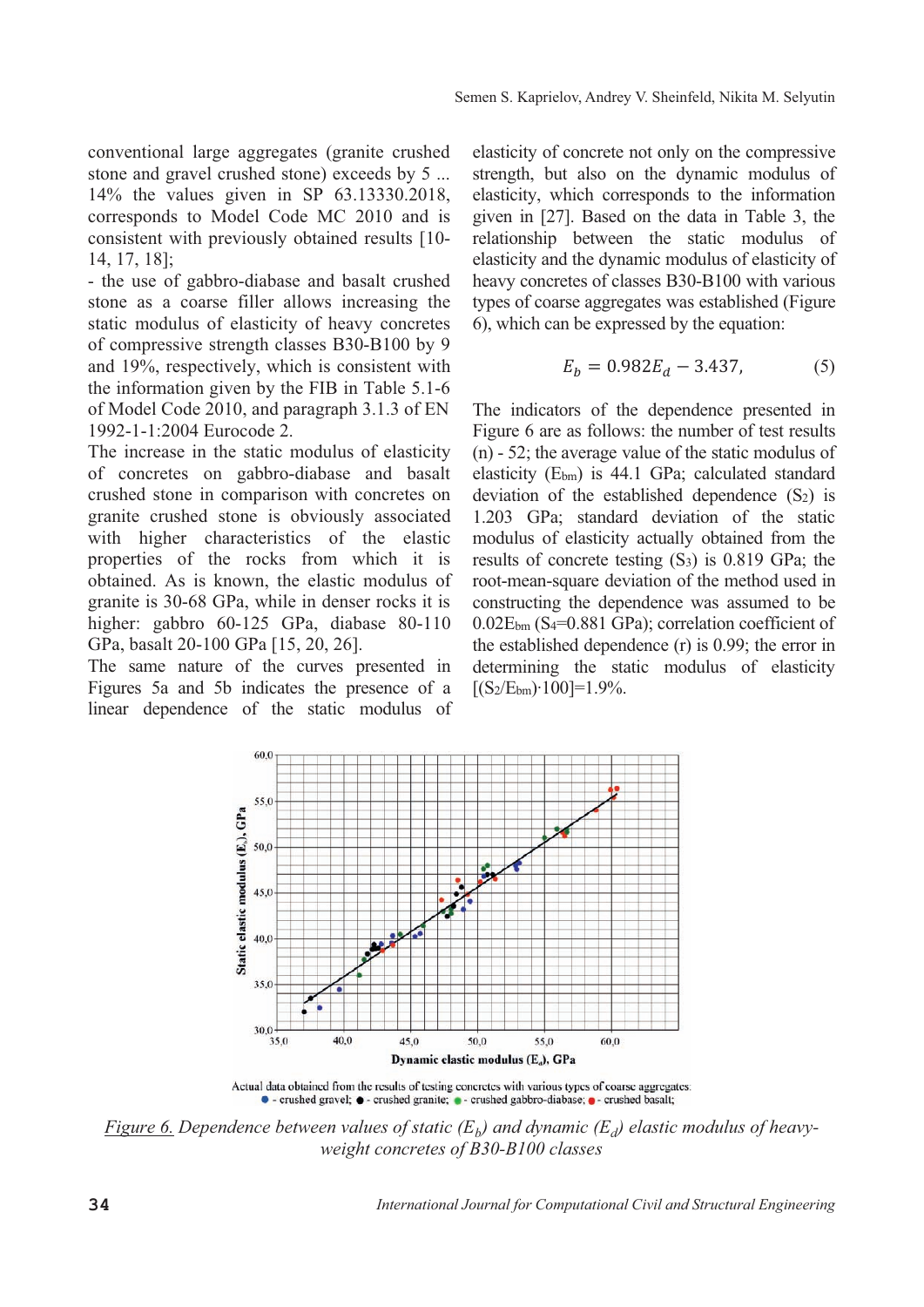conventional large aggregates (granite crushed stone and gravel crushed stone) exceeds by 5 ... 14% the values given in SP 63.13330.2018, corresponds to Model Code MC 2010 and is consistent with previously obtained results [10-14, 17, 18];

- the use of gabbro-diabase and basalt crushed stone as a coarse filler allows increasing the static modulus of elasticity of heavy concretes of compressive strength classes B30-B100 by 9 and 19%, respectively, which is consistent with the information given by the FIB in Table 5.1-6 of Model Code 2010, and paragraph 3.1.3 of EN 1992-1-1:2004 Eurocode 2.

The increase in the static modulus of elasticity of concretes on gabbro-diabase and basalt crushed stone in comparison with concretes on granite crushed stone is obviously associated with higher characteristics of the elastic properties of the rocks from which it is obtained. As is known, the elastic modulus of granite is 30-68 GPa, while in denser rocks it is higher: gabbro 60-125 GPa, diabase 80-110 GPa, basalt 20-100 GPa [15, 20, 26].

The same nature of the curves presented in Figures 5a and 5b indicates the presence of a linear dependence of the static modulus of elasticity of concrete not only on the compressive strength, but also on the dynamic modulus of elasticity, which corresponds to the information given in [27]. Based on the data in Table 3, the relationship between the static modulus of elasticity and the dynamic modulus of elasticity of heavy concretes of classes B30-B100 with various types of coarse aggregates was established (Figure 6), which can be expressed by the equation:

$$E_b = 0.982E_d - 3.437, \tag{5}$$

The indicators of the dependence presented in Figure 6 are as follows: the number of test results (n) - 52; the average value of the static modulus of elasticity ($E_{bm}$) is 44.1 GPa; calculated standard deviation of the established dependence ($S_2$) is 1.203 GPa; standard deviation of the static modulus of elasticity actually obtained from the results of concrete testing ($S_3$) is 0.819 GPa; the root-mean-square deviation of the method used in constructing the dependence was assumed to be $0.02E_{bm}$ ($S_4$=0.881 GPa); correlation coefficient of the established dependence (r) is 0.99; the error in determining the static modulus of elasticity $[(S_2/E_{bm})\cdot 100]$=1.9%.

Static elastic modulus ($E_b$), GPa

60,0
55,0
50,0
45,0
40,0
35,0
30,0

35,0 40,0 45,0 50,0 55,0 60,0

Dynamic elastic modulus ($E_d$), GPa

Actual data obtained from the results of testing concretes with various types of coarse aggregates:
● - crushed gravel; ● - crushed granite; ● - crushed gabbro-diabase; ● - crushed basalt;

*Figure 6. Dependence between values of static ($E_b$) and dynamic ($E_d$) elastic modulus of heavy-weight concretes of B30-B100 classes*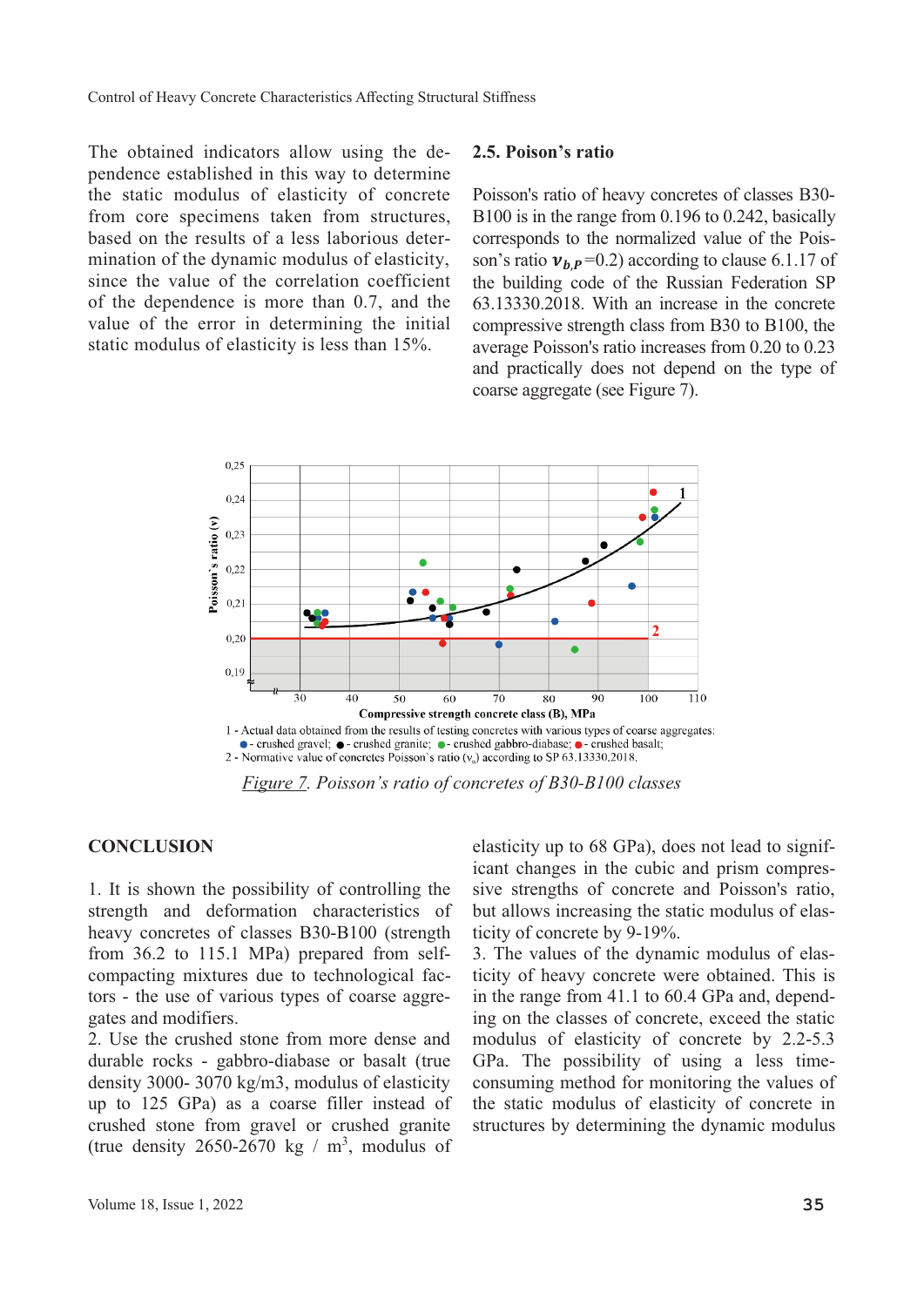The obtained indicators allow using the dependence established in this way to determine the static modulus of elasticity of concrete from core specimens taken from structures, based on the results of a less laborious determination of the dynamic modulus of elasticity, since the value of the correlation coefficient of the dependence is more than 0.7, and the value of the error in determining the initial static modulus of elasticity is less than 15%.

### 2.5. Poison's ratio

Poisson's ratio of heavy concretes of classes B30-B100 is in the range from 0.196 to 0.242, basically corresponds to the normalized value of the Poisson's ratio $\nu_{b,P}$=0.2) according to clause 6.1.17 of the building code of the Russian Federation SP 63.13330.2018. With an increase in the concrete compressive strength class from B30 to B100, the average Poisson's ratio increases from 0.20 to 0.23 and practically does not depend on the type of coarse aggregate (see Figure 7).

Poisson`s ratio (ν)
0,25
0,24
0,23
0,22
0,21
0,20
0,19
30 40 50 60 70 80 90 100 110
Compressive strength concrete class (B), MPa
1
2

1 - Actual data obtained from the results of testing concretes with various types of coarse aggregates:
● - crushed gravel; ● - crushed granite; ● - crushed gabbro-diabase; ● - crushed basalt;
2 - Normative value of concretes Poisson`s ratio ($\nu_n$) according to SP 63.13330.2018.

*Figure 7. Poisson's ratio of concretes of B30-B100 classes*

## CONCLUSION

1. It is shown the possibility of controlling the strength and deformation characteristics of heavy concretes of classes B30-B100 (strength from 36.2 to 115.1 MPa) prepared from self-compacting mixtures due to technological factors - the use of various types of coarse aggregates and modifiers.
2. Use the crushed stone from more dense and durable rocks - gabbro-diabase or basalt (true density 3000- 3070 kg/m3, modulus of elasticity up to 125 GPa) as a coarse filler instead of crushed stone from gravel or crushed granite (true density 2650-2670 kg / m$^3$, modulus of elasticity up to 68 GPa), does not lead to significant changes in the cubic and prism compressive strengths of concrete and Poisson's ratio, but allows increasing the static modulus of elasticity of concrete by 9-19%.
3. The values of the dynamic modulus of elasticity of heavy concrete were obtained. This is in the range from 41.1 to 60.4 GPa and, depending on the classes of concrete, exceed the static modulus of elasticity of concrete by 2.2-5.3 GPa. The possibility of using a less time-consuming method for monitoring the values of the static modulus of elasticity of concrete in structures by determining the dynamic modulus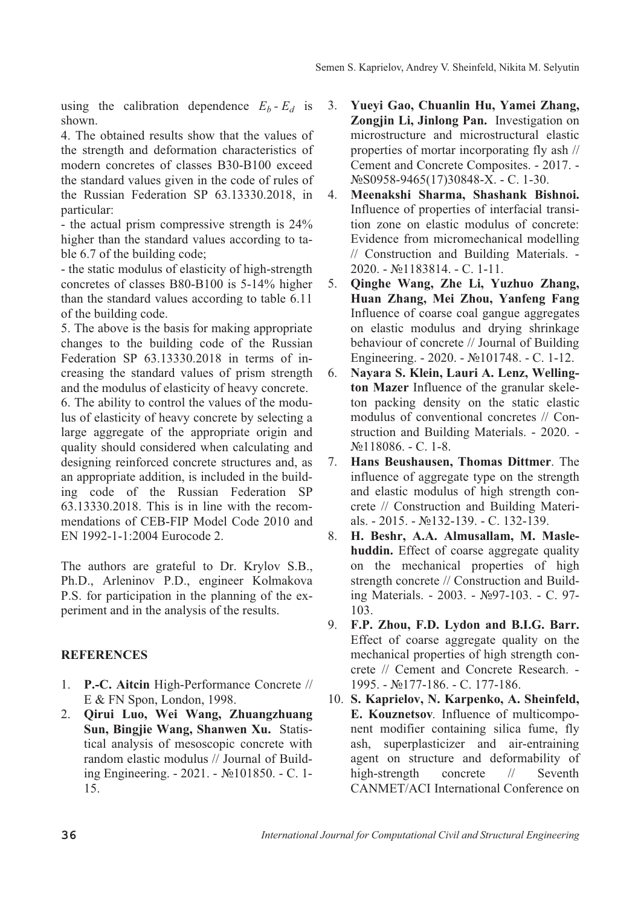using the calibration dependence $E_b$ - $E_d$ is shown.

4. The obtained results show that the values of the strength and deformation characteristics of modern concretes of classes B30-B100 exceed the standard values given in the code of rules of the Russian Federation SP 63.13330.2018, in particular:

- the actual prism compressive strength is 24% higher than the standard values according to table 6.7 of the building code;
- the static modulus of elasticity of high-strength concretes of classes B80-B100 is 5-14% higher than the standard values according to table 6.11 of the building code.

5. The above is the basis for making appropriate changes to the building code of the Russian Federation SP 63.13330.2018 in terms of increasing the standard values of prism strength and the modulus of elasticity of heavy concrete.

6. The ability to control the values of the modulus of elasticity of heavy concrete by selecting a large aggregate of the appropriate origin and quality should considered when calculating and designing reinforced concrete structures and, as an appropriate addition, is included in the building code of the Russian Federation SP 63.13330.2018. This is in line with the recommendations of CEB-FIP Model Code 2010 and EN 1992-1-1:2004 Eurocode 2.

The authors are grateful to Dr. Krylov S.B., Ph.D., Arleninov P.D., engineer Kolmakova P.S. for participation in the planning of the experiment and in the analysis of the results.

## REFERENCES

1. **P.-C. Aitcin** High-Performance Concrete // E & FN Spon, London, 1998.
2. **Qirui Luo, Wei Wang, Zhuangzhuang Sun, Bingjie Wang, Shanwen Xu.** Statistical analysis of mesoscopic concrete with random elastic modulus // Journal of Building Engineering. - 2021. - №101850. - С. 1-15.
3. **Yueyi Gao, Chuanlin Hu, Yamei Zhang, Zongjin Li, Jinlong Pan.** Investigation on microstructure and microstructural elastic properties of mortar incorporating fly ash // Cement and Concrete Composites. - 2017. - №S0958-9465(17)30848-X. - С. 1-30.
4. **Meenakshi Sharma, Shashank Bishnoi.** Influence of properties of interfacial transition zone on elastic modulus of concrete: Evidence from micromechanical modelling // Construction and Building Materials. - 2020. - №1183814. - С. 1-11.
5. **Qinghe Wang, Zhe Li, Yuzhuo Zhang, Huan Zhang, Mei Zhou, Yanfeng Fang** Influence of coarse coal gangue aggregates on elastic modulus and drying shrinkage behaviour of concrete // Journal of Building Engineering. - 2020. - №101748. - С. 1-12.
6. **Nayara S. Klein, Lauri A. Lenz, Wellington Mazer** Influence of the granular skeleton packing density on the static elastic modulus of conventional concretes // Construction and Building Materials. - 2020. - №118086. - С. 1-8.
7. **Hans Beushausen, Thomas Dittmer**. The influence of aggregate type on the strength and elastic modulus of high strength concrete // Construction and Building Materials. - 2015. - №132-139. - С. 132-139.
8. **H. Beshr, A.A. Almusallam, M. Maslehuddin.** Effect of coarse aggregate quality on the mechanical properties of high strength concrete // Construction and Building Materials. - 2003. - №97-103. - С. 97-103.
9. **F.P. Zhou, F.D. Lydon and B.I.G. Barr.** Effect of coarse aggregate quality on the mechanical properties of high strength concrete // Cement and Concrete Research. - 1995. - №177-186. - С. 177-186.
10. **S. Kaprielov, N. Karpenko, A. Sheinfeld, E. Kouznetsov**. Influence of multicomponent modifier containing silica fume, fly ash, superplasticizer and air-entraining agent on structure and deformability of high-strength concrete // Seventh CANMET/ACI International Conference on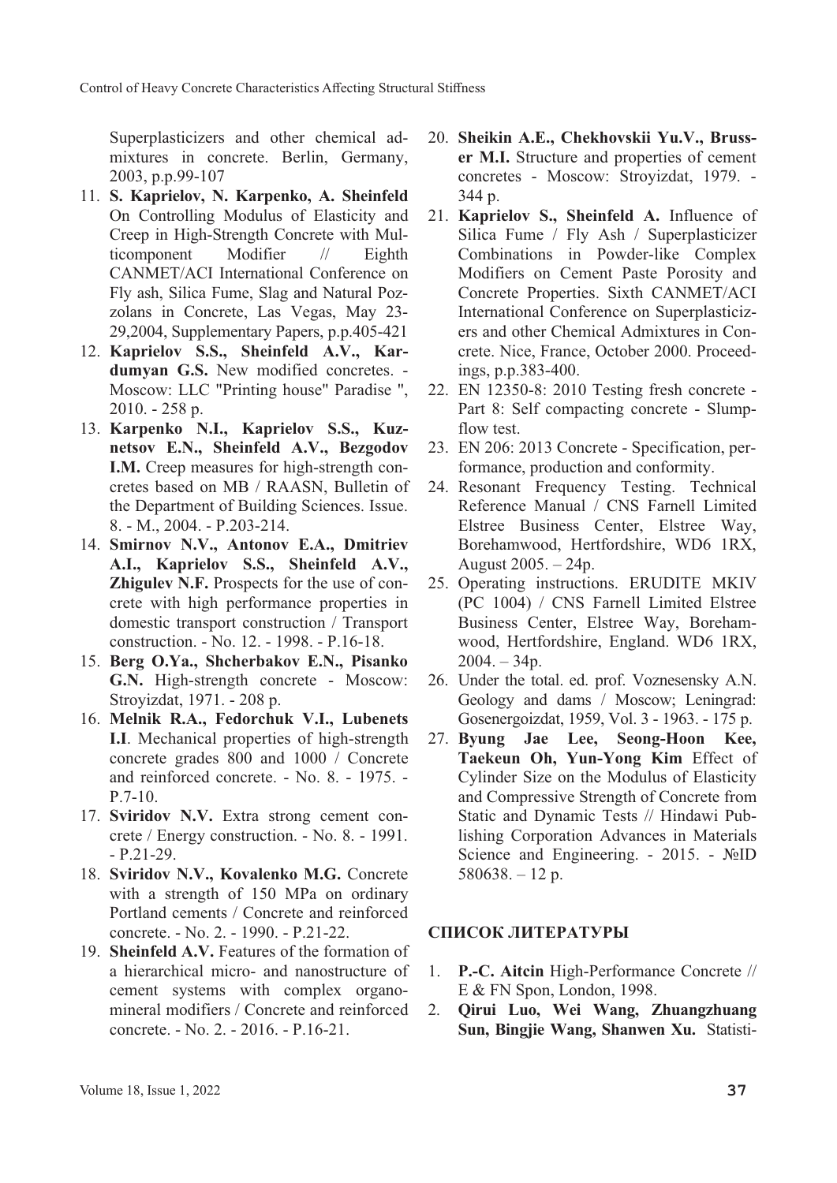Superplasticizers and other chemical admixtures in concrete. Berlin, Germany, 2003, p.p.99-107

11. **S. Kaprielov, N. Karpenko, A. Sheinfeld** On Controlling Modulus of Elasticity and Creep in High-Strength Concrete with Multicomponent Modifier // Eighth CANMET/ACI International Conference on Fly ash, Silica Fume, Slag and Natural Pozzolans in Concrete, Las Vegas, May 23-29,2004, Supplementary Papers, p.p.405-421
12. **Kaprielov S.S., Sheinfeld A.V., Kardumyan G.S.** New modified concretes. - Moscow: LLC "Printing house" Paradise ", 2010. - 258 p.
13. **Karpenko N.I., Kaprielov S.S., Kuznetsov E.N., Sheinfeld A.V., Bezgodov I.M.** Creep measures for high-strength concretes based on MB / RAASN, Bulletin of the Department of Building Sciences. Issue. 8. - M., 2004. - P.203-214.
14. **Smirnov N.V., Antonov E.A., Dmitriev A.I., Kaprielov S.S., Sheinfeld A.V., Zhigulev N.F.** Prospects for the use of concrete with high performance properties in domestic transport construction / Transport construction. - No. 12. - 1998. - P.16-18.
15. **Berg O.Ya., Shcherbakov E.N., Pisanko G.N.** High-strength concrete - Moscow: Stroyizdat, 1971. - 208 p.
16. **Melnik R.A., Fedorchuk V.I., Lubenets I.I**. Mechanical properties of high-strength concrete grades 800 and 1000 / Concrete and reinforced concrete. - No. 8. - 1975. - P.7-10.
17. **Sviridov N.V.** Extra strong cement concrete / Energy construction. - No. 8. - 1991. - P.21-29.
18. **Sviridov N.V., Kovalenko M.G.** Concrete with a strength of 150 MPa on ordinary Portland cements / Concrete and reinforced concrete. - No. 2. - 1990. - P.21-22.
19. **Sheinfeld A.V.** Features of the formation of a hierarchical micro- and nanostructure of cement systems with complex organo-mineral modifiers / Concrete and reinforced concrete. - No. 2. - 2016. - P.16-21.
20. **Sheikin A.E., Chekhovskii Yu.V., Brusser M.I.** Structure and properties of cement concretes - Moscow: Stroyizdat, 1979. - 344 p.
21. **Kaprielov S., Sheinfeld A.** Influence of Silica Fume / Fly Ash / Superplasticizer Combinations in Powder-like Complex Modifiers on Cement Paste Porosity and Concrete Properties. Sixth CANMET/ACI International Conference on Superplasticizers and other Chemical Admixtures in Concrete. Nice, France, October 2000. Proceedings, p.p.383-400.
22. EN 12350-8: 2010 Testing fresh concrete - Part 8: Self compacting concrete - Slump-flow test.
23. EN 206: 2013 Concrete - Specification, performance, production and conformity.
24. Resonant Frequency Testing. Technical Reference Manual / CNS Farnell Limited Elstree Business Center, Elstree Way, Borehamwood, Hertfordshire, WD6 1RX, August 2005. – 24p.
25. Operating instructions. ERUDITE MKIV (PC 1004) / CNS Farnell Limited Elstree Business Center, Elstree Way, Borehamwood, Hertfordshire, England. WD6 1RX, 2004. – 34p.
26. Under the total. ed. prof. Voznesensky A.N. Geology and dams / Moscow; Leningrad: Gosenergoizdat, 1959, Vol. 3 - 1963. - 175 p.
27. **Byung Jae Lee, Seong-Hoon Kee, Taekeun Oh, Yun-Yong Kim** Effect of Cylinder Size on the Modulus of Elasticity and Compressive Strength of Concrete from Static and Dynamic Tests // Hindawi Publishing Corporation Advances in Materials Science and Engineering. - 2015. - №ID 580638. – 12 p.

## СПИСОК ЛИТЕРАТУРЫ

1. **P.-C. Aitcin** High-Performance Concrete // E & FN Spon, London, 1998.
2. **Qirui Luo, Wei Wang, Zhuangzhuang Sun, Bingjie Wang, Shanwen Xu.** Statisti-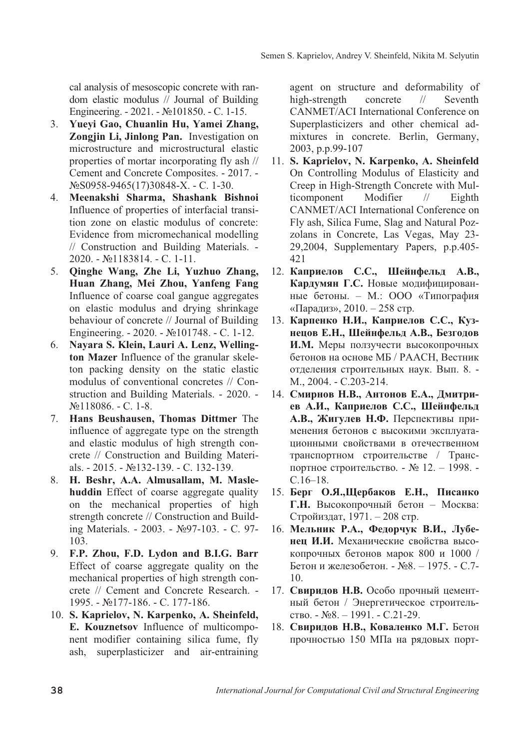cal analysis of mesoscopic concrete with random elastic modulus // Journal of Building Engineering. - 2021. - №101850. - С. 1-15.

3. **Yueyi Gao, Chuanlin Hu, Yamei Zhang, Zongjin Li, Jinlong Pan.** Investigation on microstructure and microstructural elastic properties of mortar incorporating fly ash // Cement and Concrete Composites. - 2017. - №S0958-9465(17)30848-X. - С. 1-30.
4. **Meenakshi Sharma, Shashank Bishnoi** Influence of properties of interfacial transition zone on elastic modulus of concrete: Evidence from micromechanical modelling // Construction and Building Materials. - 2020. - №1183814. - С. 1-11.
5. **Qinghe Wang, Zhe Li, Yuzhuo Zhang, Huan Zhang, Mei Zhou, Yanfeng Fang** Influence of coarse coal gangue aggregates on elastic modulus and drying shrinkage behaviour of concrete // Journal of Building Engineering. - 2020. - №101748. - С. 1-12.
6. **Nayara S. Klein, Lauri A. Lenz, Wellington Mazer** Influence of the granular skeleton packing density on the static elastic modulus of conventional concretes // Construction and Building Materials. - 2020. - №118086. - С. 1-8.
7. **Hans Beushausen, Thomas Dittmer** The influence of aggregate type on the strength and elastic modulus of high strength concrete // Construction and Building Materials. - 2015. - №132-139. - С. 132-139.
8. **H. Beshr, A.A. Almusallam, M. Maslehuddin** Effect of coarse aggregate quality on the mechanical properties of high strength concrete // Construction and Building Materials. - 2003. - №97-103. - С. 97-103.
9. **F.P. Zhou, F.D. Lydon and B.I.G. Barr** Effect of coarse aggregate quality on the mechanical properties of high strength concrete // Cement and Concrete Research. - 1995. - №177-186. - С. 177-186.
10. **S. Kaprielov, N. Karpenko, A. Sheinfeld, E. Kouznetsov** Influence of multicomponent modifier containing silica fume, fly ash, superplasticizer and air-entraining agent on structure and deformability of high-strength concrete // Seventh CANMET/ACI International Conference on Superplasticizers and other chemical admixtures in concrete. Berlin, Germany, 2003, p.p.99-107
11. **S. Kaprielov, N. Karpenko, A. Sheinfeld** On Controlling Modulus of Elasticity and Creep in High-Strength Concrete with Multicomponent Modifier // Eighth CANMET/ACI International Conference on Fly ash, Silica Fume, Slag and Natural Pozzolans in Concrete, Las Vegas, May 23-29,2004, Supplementary Papers, p.p.405-421
12. **Каприелов С.С., Шейнфельд А.В., Кардумян Г.С.** Новые модифицированные бетоны. – М.: ООО «Типография «Парадиз», 2010. – 258 стр.
13. **Карпенко Н.И., Каприелов С.С., Кузнецов Е.Н., Шейнфельд А.В., Безгодов И.М.** Меры ползучести высокопрочных бетонов на основе МБ / РААСН, Вестник отделения строительных наук. Вып. 8. - М., 2004. - С.203-214.
14. **Смирнов Н.В., Антонов Е.А., Дмитриев А.И., Каприелов С.С., Шейнфельд А.В., Жигулев Н.Ф.** Перспективы применения бетонов с высокими эксплуатационными свойствами в отечественном транспортном строительстве / Транспортное строительство. - № 12. – 1998. - С.16–18.
15. **Берг О.Я.,Щербаков Е.Н., Писанко Г.Н.** Высокопрочный бетон – Москва: Стройиздат, 1971. – 208 стр.
16. **Мельник Р.А., Федорчук В.И., Лубенец И.И.** Механические свойства высокопрочных бетонов марок 800 и 1000 / Бетон и железобетон. - №8. – 1975. - С.7-10.
17. **Свиридов Н.В.** Особо прочный цементный бетон / Энергетическое строительство. - №8. – 1991. - С.21-29.
18. **Свиридов Н.В., Коваленко М.Г.** Бетон прочностью 150 МПа на рядовых порт-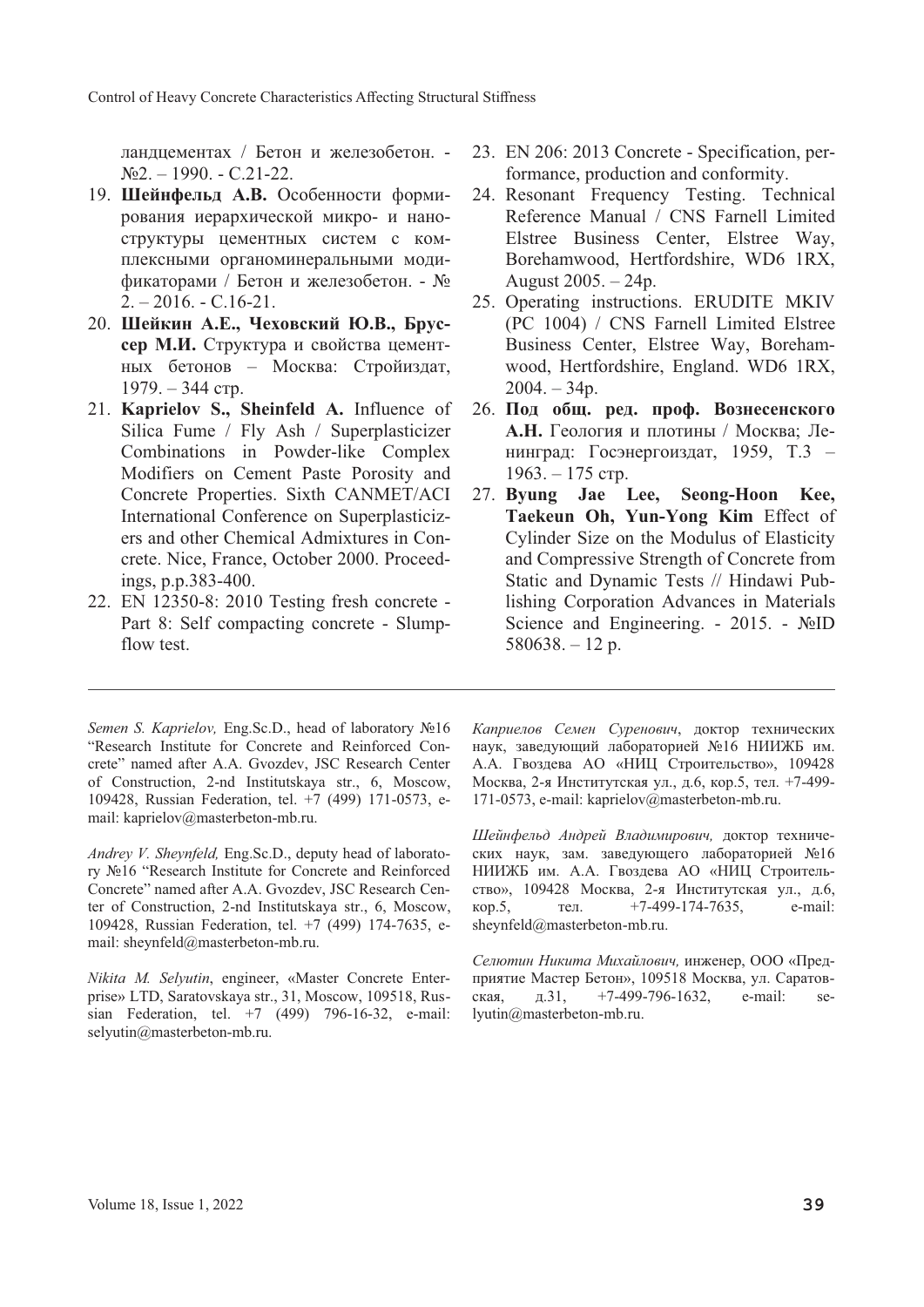ландцементах / Бетон и железобетон. - №2. – 1990. - С.21-22.

19. **Шейнфельд А.В.** Особенности формирования иерархической микро- и наноструктуры цементных систем с комплексными органоминеральными модификаторами / Бетон и железобетон. - № 2. – 2016. - С.16-21.
20. **Шейкин А.Е., Чеховский Ю.В., Бруссер М.И.** Структура и свойства цементных бетонов – Москва: Стройиздат, 1979. – 344 стр.
21. **Kaprielov S., Sheinfeld A.** Influence of Silica Fume / Fly Ash / Superplasticizer Combinations in Powder-like Complex Modifiers on Cement Paste Porosity and Concrete Properties. Sixth CANMET/ACI International Conference on Superplasticizers and other Chemical Admixtures in Concrete. Nice, France, October 2000. Proceedings, p.p.383-400.
22. EN 12350-8: 2010 Testing fresh concrete - Part 8: Self compacting concrete - Slump-flow test.
23. EN 206: 2013 Concrete - Specification, performance, production and conformity.
24. Resonant Frequency Testing. Technical Reference Manual / CNS Farnell Limited Elstree Business Center, Elstree Way, Borehamwood, Hertfordshire, WD6 1RX, August 2005. – 24p.
25. Operating instructions. ERUDITE MKIV (PC 1004) / CNS Farnell Limited Elstree Business Center, Elstree Way, Borehamwood, Hertfordshire, England. WD6 1RX, 2004. – 34p.
26. **Под общ. ред. проф. Вознесенского А.Н.** Геология и плотины / Москва; Ленинград: Госэнергоиздат, 1959, Т.3 – 1963. – 175 стр.
27. **Byung Jae Lee, Seong-Hoon Kee, Taekeun Oh, Yun-Yong Kim** Effect of Cylinder Size on the Modulus of Elasticity and Compressive Strength of Concrete from Static and Dynamic Tests // Hindawi Publishing Corporation Advances in Materials Science and Engineering. - 2015. - №ID 580638. – 12 p.

---

*Semen S. Kaprielov,* Eng.Sc.D., head of laboratory №16 "Research Institute for Concrete and Reinforced Concrete" named after A.A. Gvozdev, JSC Research Center of Construction, 2-nd Institutskaya str., 6, Moscow, 109428, Russian Federation, tel. +7 (499) 171-0573, e-mail: kaprielov@masterbeton-mb.ru.

*Andrey V. Sheynfeld,* Eng.Sc.D., deputy head of laboratory №16 "Research Institute for Concrete and Reinforced Concrete" named after A.A. Gvozdev, JSC Research Center of Construction, 2-nd Institutskaya str., 6, Moscow, 109428, Russian Federation, tel. +7 (499) 174-7635, e-mail: sheynfeld@masterbeton-mb.ru.

*Nikita M. Selyutin*, engineer, «Master Concrete Enterprise» LTD, Saratovskaya str., 31, Moscow, 109518, Russian Federation, tel. +7 (499) 796-16-32, e-mail: selyutin@masterbeton-mb.ru.

*Каприелов Семен Суренович*, доктор технических наук, заведующий лабораторией №16 НИИЖБ им. А.А. Гвоздева АО «НИЦ Строительство», 109428 Москва, 2-я Институтская ул., д.6, кор.5, тел. +7-499-171-0573, e-mail: kaprielov@masterbeton-mb.ru.

*Шейнфельд Андрей Владимирович,* доктор технических наук, зам. заведующего лабораторией №16 НИИЖБ им. А.А. Гвоздева АО «НИЦ Строительство», 109428 Москва, 2-я Институтская ул., д.6, кор.5, тел. +7-499-174-7635, e-mail: sheynfeld@masterbeton-mb.ru.

*Селютин Никита Михайлович,* инженер, ООО «Предприятие Мастер Бетон», 109518 Москва, ул. Саратовская, д.31, +7-499-796-1632, e-mail: selyutin@masterbeton-mb.ru.